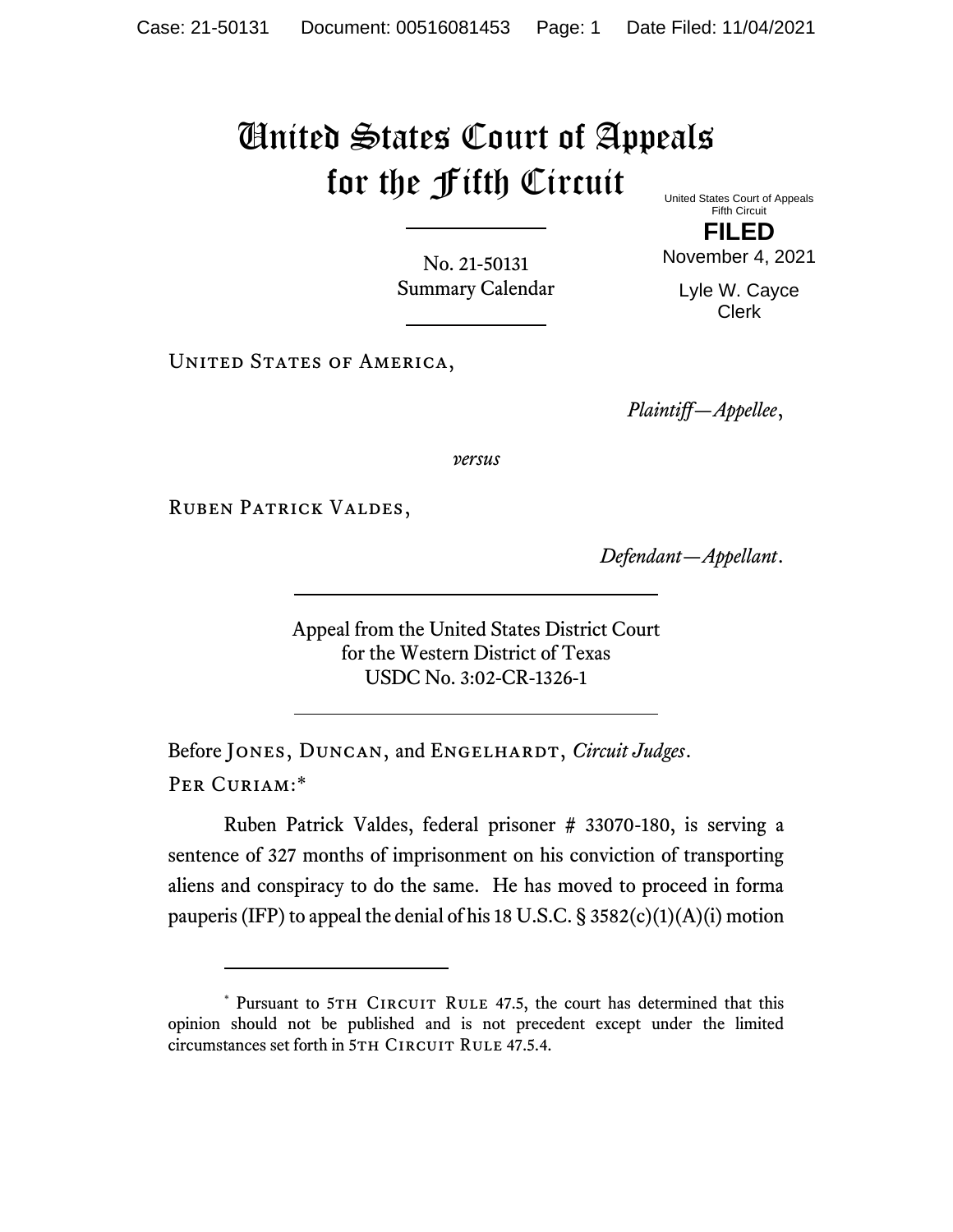# United States Court of Appeals for the Fifth Circuit

United States Court of Appeals
Fifth Circuit

**FILED**

November 4, 2021

Lyle W. Cayce
Clerk

No. 21-50131
Summary Calendar

---

United States of America,

*Plaintiff—Appellee*,

*versus*

Ruben Patrick Valdes,

*Defendant—Appellant*.

---

Appeal from the United States District Court
for the Western District of Texas
USDC No. 3:02-CR-1326-1

---

Before Jones, Duncan, and Engelhardt, *Circuit Judges*.

Per Curiam:*

Ruben Patrick Valdes, federal prisoner # 33070-180, is serving a sentence of 327 months of imprisonment on his conviction of transporting aliens and conspiracy to do the same. He has moved to proceed in forma pauperis (IFP) to appeal the denial of his 18 U.S.C. § 3582(c)(1)(A)(i) motion

---

\* Pursuant to 5th Circuit Rule 47.5, the court has determined that this opinion should not be published and is not precedent except under the limited circumstances set forth in 5th Circuit Rule 47.5.4.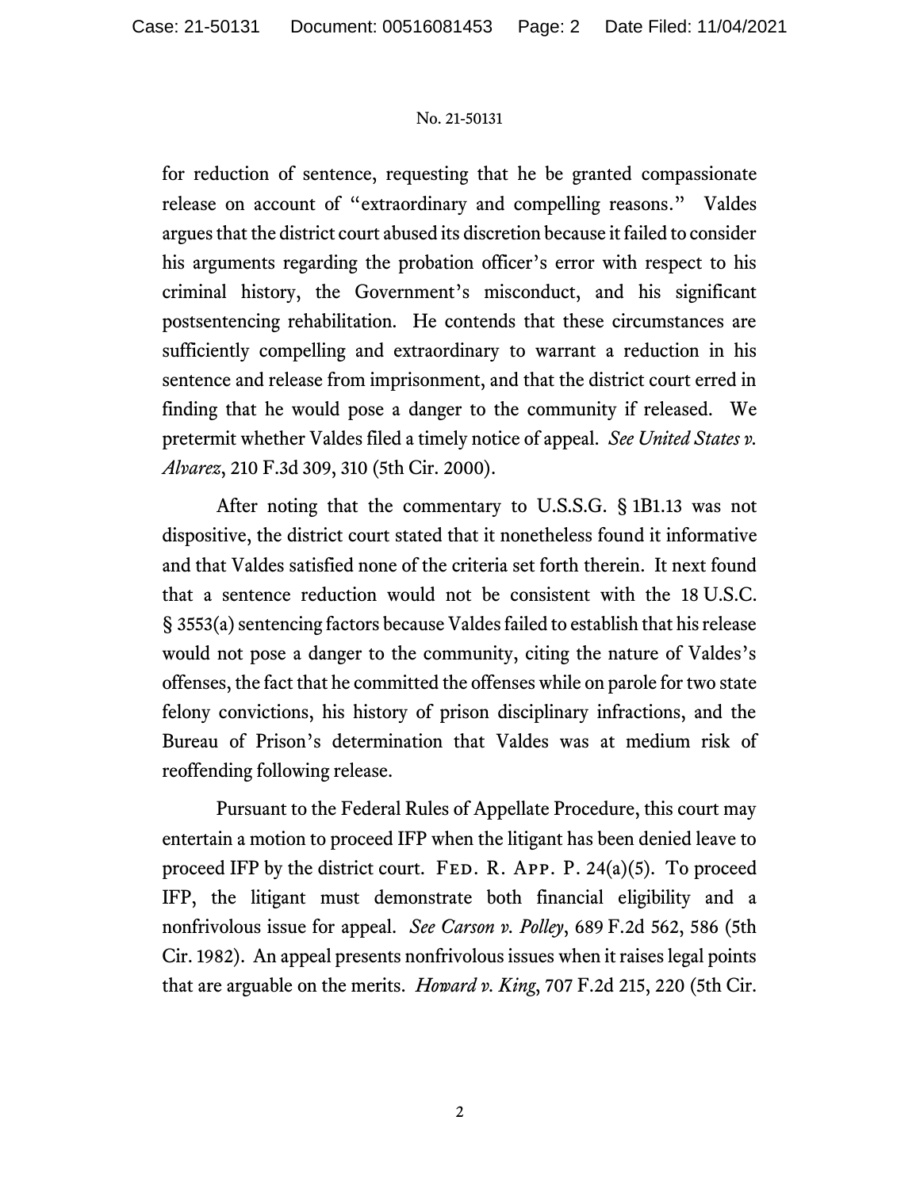for reduction of sentence, requesting that he be granted compassionate release on account of "extraordinary and compelling reasons." Valdes argues that the district court abused its discretion because it failed to consider his arguments regarding the probation officer's error with respect to his criminal history, the Government's misconduct, and his significant postsentencing rehabilitation. He contends that these circumstances are sufficiently compelling and extraordinary to warrant a reduction in his sentence and release from imprisonment, and that the district court erred in finding that he would pose a danger to the community if released. We pretermit whether Valdes filed a timely notice of appeal. *See United States v. Alvarez*, 210 F.3d 309, 310 (5th Cir. 2000).

After noting that the commentary to U.S.S.G. § 1B1.13 was not dispositive, the district court stated that it nonetheless found it informative and that Valdes satisfied none of the criteria set forth therein. It next found that a sentence reduction would not be consistent with the 18 U.S.C. § 3553(a) sentencing factors because Valdes failed to establish that his release would not pose a danger to the community, citing the nature of Valdes's offenses, the fact that he committed the offenses while on parole for two state felony convictions, his history of prison disciplinary infractions, and the Bureau of Prison's determination that Valdes was at medium risk of reoffending following release.

Pursuant to the Federal Rules of Appellate Procedure, this court may entertain a motion to proceed IFP when the litigant has been denied leave to proceed IFP by the district court. FED. R. APP. P. 24(a)(5). To proceed IFP, the litigant must demonstrate both financial eligibility and a nonfrivolous issue for appeal. *See Carson v. Polley*, 689 F.2d 562, 586 (5th Cir. 1982). An appeal presents nonfrivolous issues when it raises legal points that are arguable on the merits. *Howard v. King*, 707 F.2d 215, 220 (5th Cir.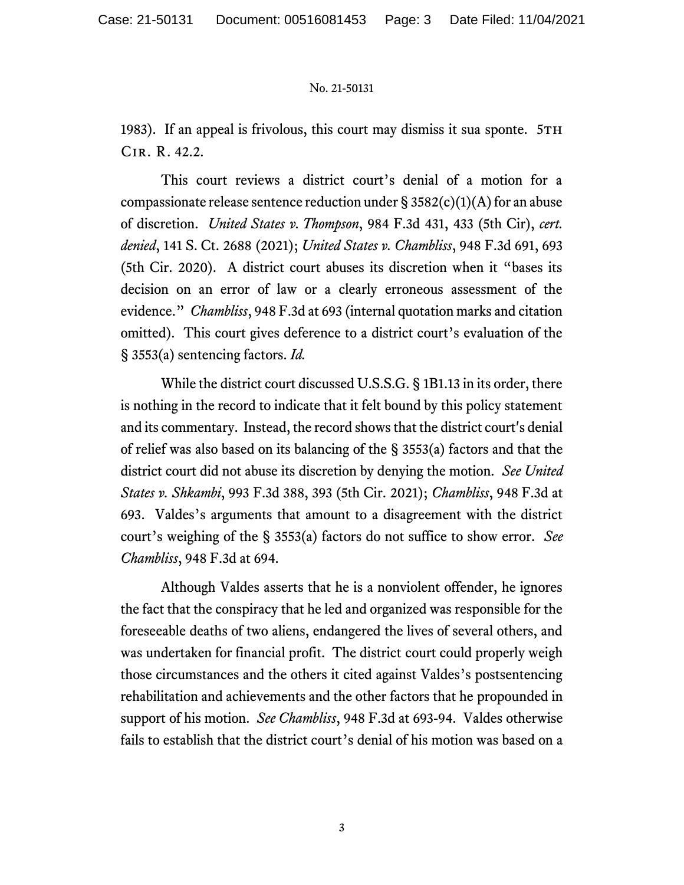1983). If an appeal is frivolous, this court may dismiss it sua sponte. 5TH CIR. R. 42.2.

This court reviews a district court's denial of a motion for a compassionate release sentence reduction under § 3582(c)(1)(A) for an abuse of discretion. *United States v. Thompson*, 984 F.3d 431, 433 (5th Cir), *cert. denied*, 141 S. Ct. 2688 (2021); *United States v. Chambliss*, 948 F.3d 691, 693 (5th Cir. 2020). A district court abuses its discretion when it "bases its decision on an error of law or a clearly erroneous assessment of the evidence." *Chambliss*, 948 F.3d at 693 (internal quotation marks and citation omitted). This court gives deference to a district court's evaluation of the § 3553(a) sentencing factors. *Id.*

While the district court discussed U.S.S.G. § 1B1.13 in its order, there is nothing in the record to indicate that it felt bound by this policy statement and its commentary. Instead, the record shows that the district court's denial of relief was also based on its balancing of the § 3553(a) factors and that the district court did not abuse its discretion by denying the motion. *See United States v. Shkambi*, 993 F.3d 388, 393 (5th Cir. 2021); *Chambliss*, 948 F.3d at 693. Valdes's arguments that amount to a disagreement with the district court's weighing of the § 3553(a) factors do not suffice to show error. *See Chambliss*, 948 F.3d at 694.

Although Valdes asserts that he is a nonviolent offender, he ignores the fact that the conspiracy that he led and organized was responsible for the foreseeable deaths of two aliens, endangered the lives of several others, and was undertaken for financial profit. The district court could properly weigh those circumstances and the others it cited against Valdes's postsentencing rehabilitation and achievements and the other factors that he propounded in support of his motion. *See Chambliss*, 948 F.3d at 693-94. Valdes otherwise fails to establish that the district court's denial of his motion was based on a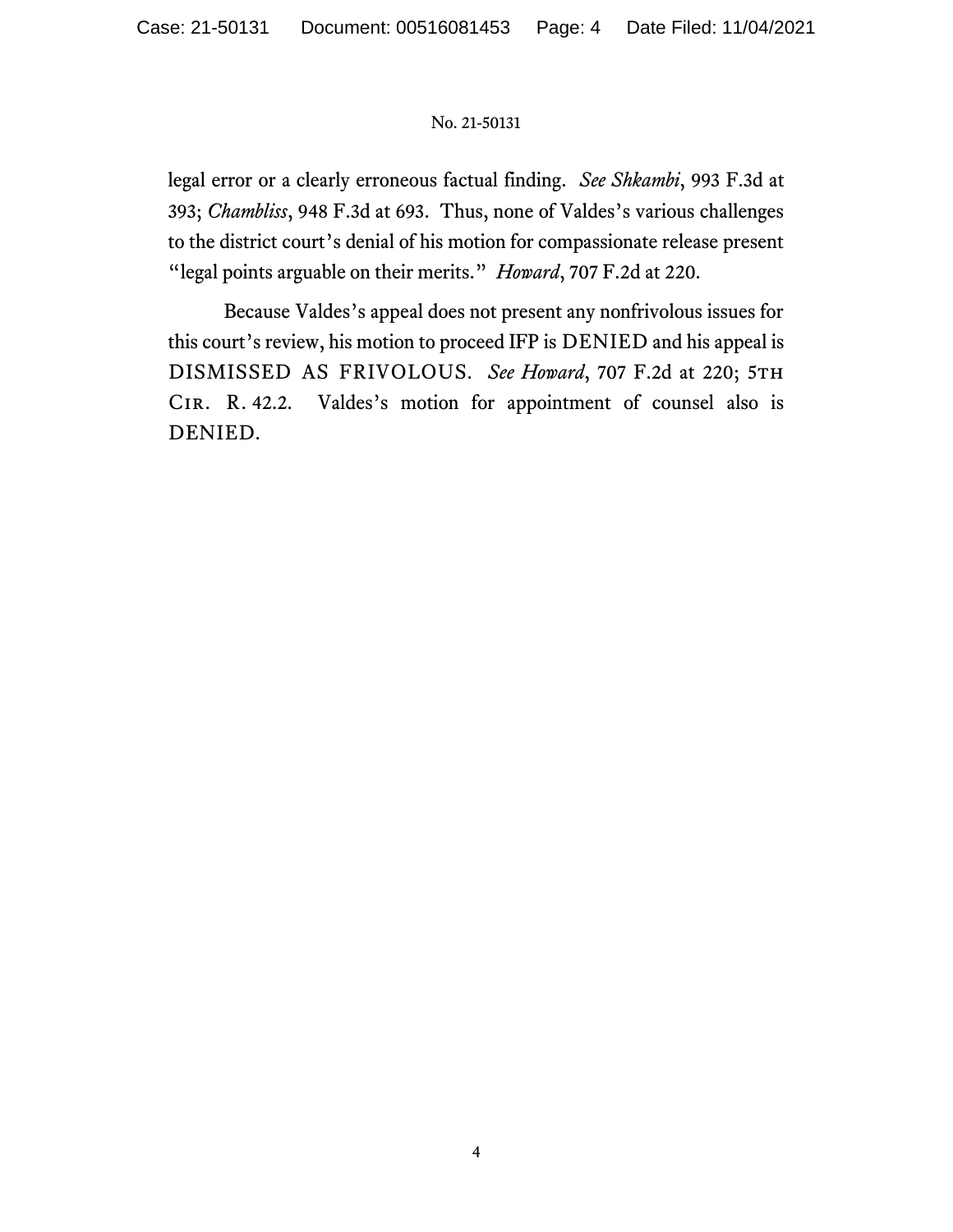legal error or a clearly erroneous factual finding. *See Shkambi*, 993 F.3d at 393; *Chambliss*, 948 F.3d at 693. Thus, none of Valdes's various challenges to the district court's denial of his motion for compassionate release present "legal points arguable on their merits." *Howard*, 707 F.2d at 220.

Because Valdes's appeal does not present any nonfrivolous issues for this court's review, his motion to proceed IFP is DENIED and his appeal is DISMISSED AS FRIVOLOUS. *See Howard*, 707 F.2d at 220; 5TH CIR. R. 42.2. Valdes's motion for appointment of counsel also is DENIED.